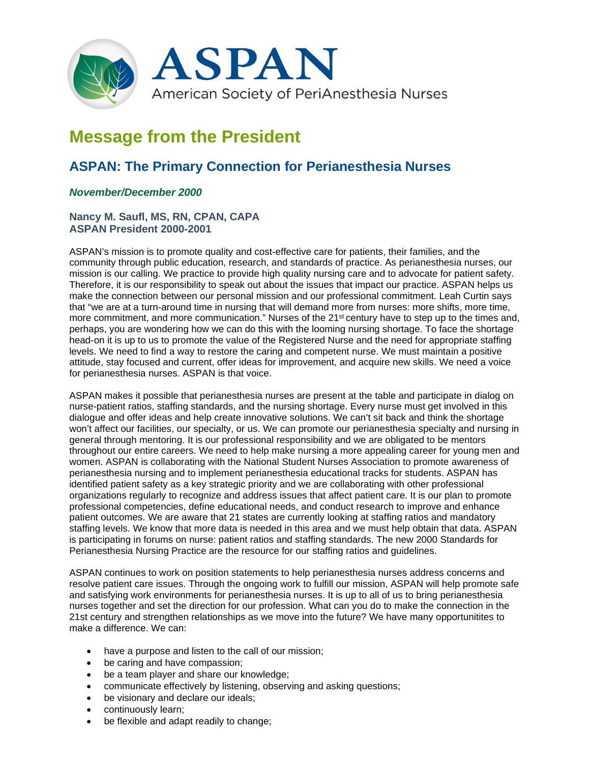# ASPAN

American Society of PeriAnesthesia Nurses

## Message from the President

### ASPAN: The Primary Connection for Perianesthesia Nurses

***November/December 2000***

**Nancy M. Saufl, MS, RN, CPAN, CAPA**
**ASPAN President 2000-2001**

ASPAN's mission is to promote quality and cost-effective care for patients, their families, and the community through public education, research, and standards of practice. As perianesthesia nurses, our mission is our calling. We practice to provide high quality nursing care and to advocate for patient safety. Therefore, it is our responsibility to speak out about the issues that impact our practice. ASPAN helps us make the connection between our personal mission and our professional commitment. Leah Curtin says that "we are at a turn-around time in nursing that will demand more from nurses: more shifts, more time, more commitment, and more communication." Nurses of the 21st century have to step up to the times and, perhaps, you are wondering how we can do this with the looming nursing shortage. To face the shortage head-on it is up to us to promote the value of the Registered Nurse and the need for appropriate staffing levels. We need to find a way to restore the caring and competent nurse. We must maintain a positive attitude, stay focused and current, offer ideas for improvement, and acquire new skills. We need a voice for perianesthesia nurses. ASPAN is that voice.

ASPAN makes it possible that perianesthesia nurses are present at the table and participate in dialog on nurse-patient ratios, staffing standards, and the nursing shortage. Every nurse must get involved in this dialogue and offer ideas and help create innovative solutions. We can't sit back and think the shortage won't affect our facilities, our specialty, or us. We can promote our perianesthesia specialty and nursing in general through mentoring. It is our professional responsibility and we are obligated to be mentors throughout our entire careers. We need to help make nursing a more appealing career for young men and women. ASPAN is collaborating with the National Student Nurses Association to promote awareness of perianesthesia nursing and to implement perianesthesia educational tracks for students. ASPAN has identified patient safety as a key strategic priority and we are collaborating with other professional organizations regularly to recognize and address issues that affect patient care. It is our plan to promote professional competencies, define educational needs, and conduct research to improve and enhance patient outcomes. We are aware that 21 states are currently looking at staffing ratios and mandatory staffing levels. We know that more data is needed in this area and we must help obtain that data. ASPAN is participating in forums on nurse: patient ratios and staffing standards. The new 2000 Standards for Perianesthesia Nursing Practice are the resource for our staffing ratios and guidelines.

ASPAN continues to work on position statements to help perianesthesia nurses address concerns and resolve patient care issues. Through the ongoing work to fulfill our mission, ASPAN will help promote safe and satisfying work environments for perianesthesia nurses. It is up to all of us to bring perianesthesia nurses together and set the direction for our profession. What can you do to make the connection in the 21st century and strengthen relationships as we move into the future? We have many opportunitites to make a difference. We can:

- have a purpose and listen to the call of our mission;
- be caring and have compassion;
- be a team player and share our knowledge;
- communicate effectively by listening, observing and asking questions;
- be visionary and declare our ideals;
- continuously learn;
- be flexible and adapt readily to change;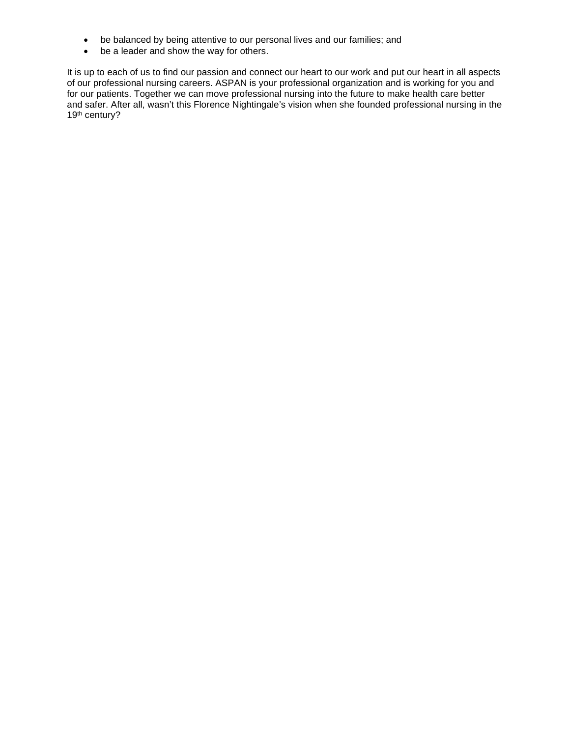- be balanced by being attentive to our personal lives and our families; and
- be a leader and show the way for others.

It is up to each of us to find our passion and connect our heart to our work and put our heart in all aspects of our professional nursing careers. ASPAN is your professional organization and is working for you and for our patients. Together we can move professional nursing into the future to make health care better and safer. After all, wasn't this Florence Nightingale's vision when she founded professional nursing in the 19th century?